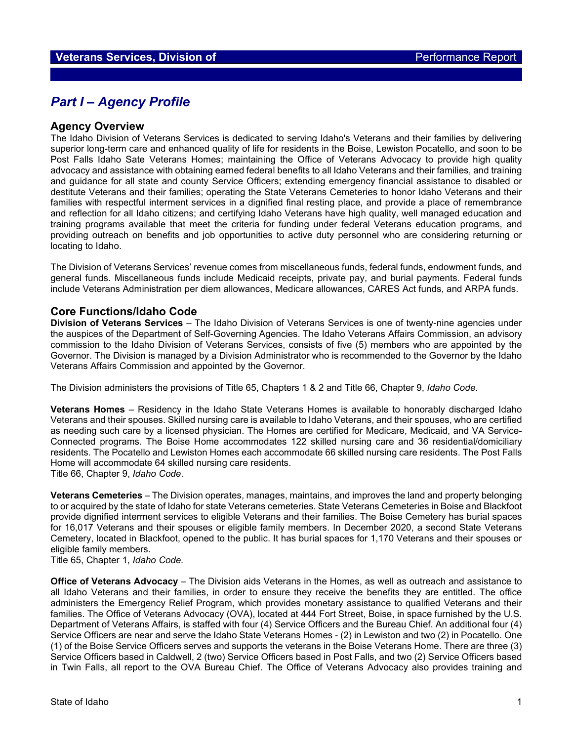# Part I – Agency Profile

## Agency Overview

The Idaho Division of Veterans Services is dedicated to serving Idaho's Veterans and their families by delivering superior long-term care and enhanced quality of life for residents in the Boise, Lewiston Pocatello, and soon to be Post Falls Idaho Sate Veterans Homes; maintaining the Office of Veterans Advocacy to provide high quality advocacy and assistance with obtaining earned federal benefits to all Idaho Veterans and their families, and training and guidance for all state and county Service Officers; extending emergency financial assistance to disabled or destitute Veterans and their families; operating the State Veterans Cemeteries to honor Idaho Veterans and their families with respectful interment services in a dignified final resting place, and provide a place of remembrance and reflection for all Idaho citizens; and certifying Idaho Veterans have high quality, well managed education and training programs available that meet the criteria for funding under federal Veterans education programs, and providing outreach on benefits and job opportunities to active duty personnel who are considering returning or locating to Idaho.

The Division of Veterans Services' revenue comes from miscellaneous funds, federal funds, endowment funds, and general funds. Miscellaneous funds include Medicaid receipts, private pay, and burial payments. Federal funds include Veterans Administration per diem allowances, Medicare allowances, CARES Act funds, and ARPA funds.

## Core Functions/Idaho Code

**Division of Veterans Services** – The Idaho Division of Veterans Services is one of twenty-nine agencies under the auspices of the Department of Self-Governing Agencies. The Idaho Veterans Affairs Commission, an advisory commission to the Idaho Division of Veterans Services, consists of five (5) members who are appointed by the Governor. The Division is managed by a Division Administrator who is recommended to the Governor by the Idaho Veterans Affairs Commission and appointed by the Governor.

The Division administers the provisions of Title 65, Chapters 1 & 2 and Title 66, Chapter 9, *Idaho Code.*

**Veterans Homes** – Residency in the Idaho State Veterans Homes is available to honorably discharged Idaho Veterans and their spouses. Skilled nursing care is available to Idaho Veterans, and their spouses, who are certified as needing such care by a licensed physician. The Homes are certified for Medicare, Medicaid, and VA Service-Connected programs. The Boise Home accommodates 122 skilled nursing care and 36 residential/domiciliary residents. The Pocatello and Lewiston Homes each accommodate 66 skilled nursing care residents. The Post Falls Home will accommodate 64 skilled nursing care residents.
Title 66, Chapter 9, *Idaho Code.*

**Veterans Cemeteries** – The Division operates, manages, maintains, and improves the land and property belonging to or acquired by the state of Idaho for state Veterans cemeteries. State Veterans Cemeteries in Boise and Blackfoot provide dignified interment services to eligible Veterans and their families. The Boise Cemetery has burial spaces for 16,017 Veterans and their spouses or eligible family members. In December 2020, a second State Veterans Cemetery, located in Blackfoot, opened to the public. It has burial spaces for 1,170 Veterans and their spouses or eligible family members.
Title 65, Chapter 1, *Idaho Code.*

**Office of Veterans Advocacy** – The Division aids Veterans in the Homes, as well as outreach and assistance to all Idaho Veterans and their families, in order to ensure they receive the benefits they are entitled. The office administers the Emergency Relief Program, which provides monetary assistance to qualified Veterans and their families. The Office of Veterans Advocacy (OVA), located at 444 Fort Street, Boise, in space furnished by the U.S. Department of Veterans Affairs, is staffed with four (4) Service Officers and the Bureau Chief. An additional four (4) Service Officers are near and serve the Idaho State Veterans Homes - (2) in Lewiston and two (2) in Pocatello. One (1) of the Boise Service Officers serves and supports the veterans in the Boise Veterans Home. There are three (3) Service Officers based in Caldwell, 2 (two) Service Officers based in Post Falls, and two (2) Service Officers based in Twin Falls, all report to the OVA Bureau Chief. The Office of Veterans Advocacy also provides training and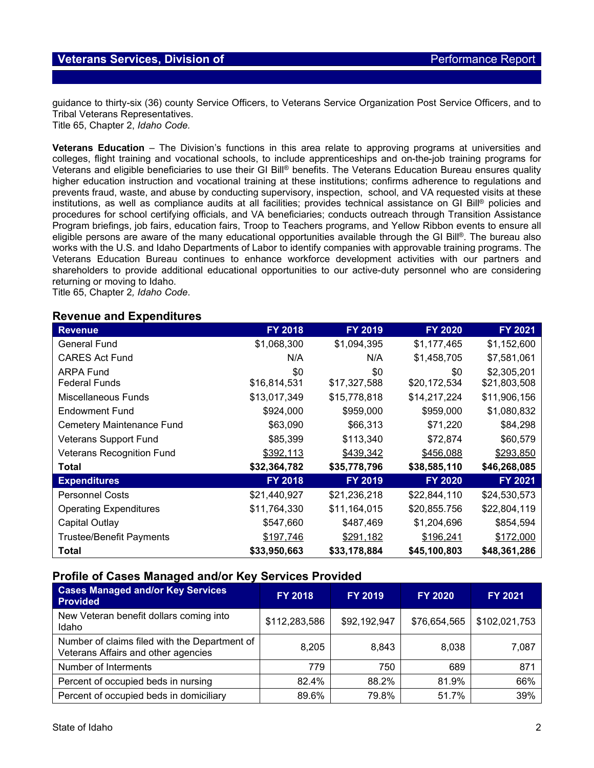guidance to thirty-six (36) county Service Officers, to Veterans Service Organization Post Service Officers, and to Tribal Veterans Representatives.
Title 65, Chapter 2, *Idaho Code.*

**Veterans Education** – The Division's functions in this area relate to approving programs at universities and colleges, flight training and vocational schools, to include apprenticeships and on-the-job training programs for Veterans and eligible beneficiaries to use their GI Bill® benefits. The Veterans Education Bureau ensures quality higher education instruction and vocational training at these institutions; confirms adherence to regulations and prevents fraud, waste, and abuse by conducting supervisory, inspection, school, and VA requested visits at these institutions, as well as compliance audits at all facilities; provides technical assistance on GI Bill® policies and procedures for school certifying officials, and VA beneficiaries; conducts outreach through Transition Assistance Program briefings, job fairs, education fairs, Troop to Teachers programs, and Yellow Ribbon events to ensure all eligible persons are aware of the many educational opportunities available through the GI Bill®. The bureau also works with the U.S. and Idaho Departments of Labor to identify companies with approvable training programs. The Veterans Education Bureau continues to enhance workforce development activities with our partners and shareholders to provide additional educational opportunities to our active-duty personnel who are considering returning or moving to Idaho.
Title 65, Chapter 2*, Idaho Code*.

## Revenue and Expenditures

| Revenue | FY 2018 | FY 2019 | FY 2020 | FY 2021 |
|---|---|---|---|---|
| General Fund | $1,068,300 | $1,094,395 | $1,177,465 | $1,152,600 |
| CARES Act Fund | N/A | N/A | $1,458,705 | $7,581,061 |
| ARPA Fund | $0 | $0 | $0 | $2,305,201 |
| Federal Funds | $16,814,531 | $17,327,588 | $20,172,534 | $21,803,508 |
| Miscellaneous Funds | $13,017,349 | $15,778,818 | $14,217,224 | $11,906,156 |
| Endowment Fund | $924,000 | $959,000 | $959,000 | $1,080,832 |
| Cemetery Maintenance Fund | $63,090 | $66,313 | $71,220 | $84,298 |
| Veterans Support Fund | $85,399 | $113,340 | $72,874 | $60,579 |
| Veterans Recognition Fund | $392,113 | $439,342 | $456,088 | $293,850 |
| **Total** | **$32,364,782** | **$35,778,796** | **$38,585,110** | **$46,268,085** |
| **Expenditures** | **FY 2018** | **FY 2019** | **FY 2020** | **FY 2021** |
| Personnel Costs | $21,440,927 | $21,236,218 | $22,844,110 | $24,530,573 |
| Operating Expenditures | $11,764,330 | $11,164,015 | $20,855.756 | $22,804,119 |
| Capital Outlay | $547,660 | $487,469 | $1,204,696 | $854,594 |
| Trustee/Benefit Payments | $197,746 | $291,182 | $196,241 | $172,000 |
| **Total** | **$33,950,663** | **$33,178,884** | **$45,100,803** | **$48,361,286** |

## Profile of Cases Managed and/or Key Services Provided

| Cases Managed and/or Key Services Provided | FY 2018 | FY 2019 | FY 2020 | FY 2021 |
|---|---|---|---|---|
| New Veteran benefit dollars coming into Idaho | $112,283,586 | $92,192,947 | $76,654,565 | $102,021,753 |
| Number of claims filed with the Department of Veterans Affairs and other agencies | 8,205 | 8,843 | 8,038 | 7,087 |
| Number of Interments | 779 | 750 | 689 | 871 |
| Percent of occupied beds in nursing | 82.4% | 88.2% | 81.9% | 66% |
| Percent of occupied beds in domiciliary | 89.6% | 79.8% | 51.7% | 39% |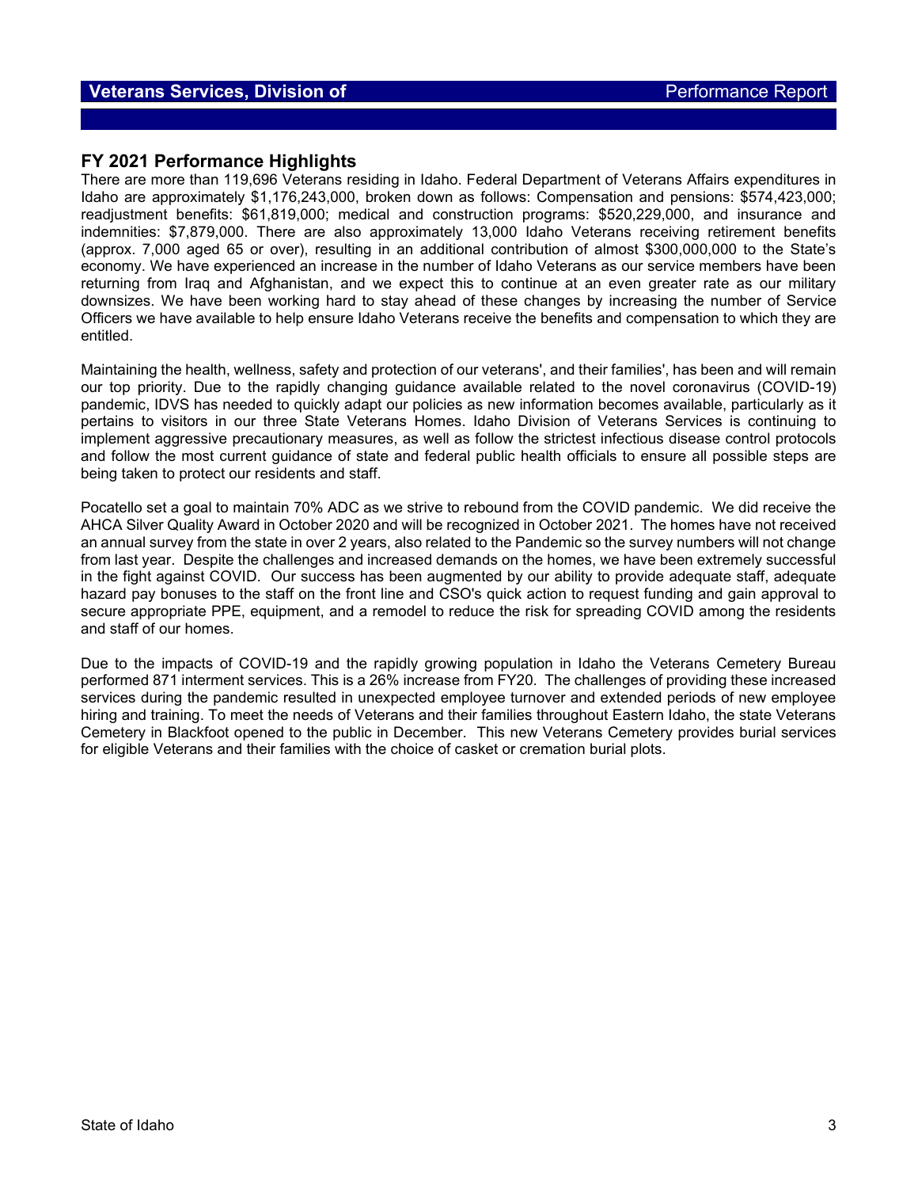## FY 2021 Performance Highlights

There are more than 119,696 Veterans residing in Idaho. Federal Department of Veterans Affairs expenditures in Idaho are approximately $1,176,243,000, broken down as follows: Compensation and pensions: $574,423,000; readjustment benefits: $61,819,000; medical and construction programs: $520,229,000, and insurance and indemnities: $7,879,000. There are also approximately 13,000 Idaho Veterans receiving retirement benefits (approx. 7,000 aged 65 or over), resulting in an additional contribution of almost $300,000,000 to the State's economy. We have experienced an increase in the number of Idaho Veterans as our service members have been returning from Iraq and Afghanistan, and we expect this to continue at an even greater rate as our military downsizes. We have been working hard to stay ahead of these changes by increasing the number of Service Officers we have available to help ensure Idaho Veterans receive the benefits and compensation to which they are entitled.

Maintaining the health, wellness, safety and protection of our veterans', and their families', has been and will remain our top priority. Due to the rapidly changing guidance available related to the novel coronavirus (COVID-19) pandemic, IDVS has needed to quickly adapt our policies as new information becomes available, particularly as it pertains to visitors in our three State Veterans Homes. Idaho Division of Veterans Services is continuing to implement aggressive precautionary measures, as well as follow the strictest infectious disease control protocols and follow the most current guidance of state and federal public health officials to ensure all possible steps are being taken to protect our residents and staff.

Pocatello set a goal to maintain 70% ADC as we strive to rebound from the COVID pandemic. We did receive the AHCA Silver Quality Award in October 2020 and will be recognized in October 2021. The homes have not received an annual survey from the state in over 2 years, also related to the Pandemic so the survey numbers will not change from last year. Despite the challenges and increased demands on the homes, we have been extremely successful in the fight against COVID. Our success has been augmented by our ability to provide adequate staff, adequate hazard pay bonuses to the staff on the front line and CSO's quick action to request funding and gain approval to secure appropriate PPE, equipment, and a remodel to reduce the risk for spreading COVID among the residents and staff of our homes.

Due to the impacts of COVID-19 and the rapidly growing population in Idaho the Veterans Cemetery Bureau performed 871 interment services. This is a 26% increase from FY20. The challenges of providing these increased services during the pandemic resulted in unexpected employee turnover and extended periods of new employee hiring and training. To meet the needs of Veterans and their families throughout Eastern Idaho, the state Veterans Cemetery in Blackfoot opened to the public in December. This new Veterans Cemetery provides burial services for eligible Veterans and their families with the choice of casket or cremation burial plots.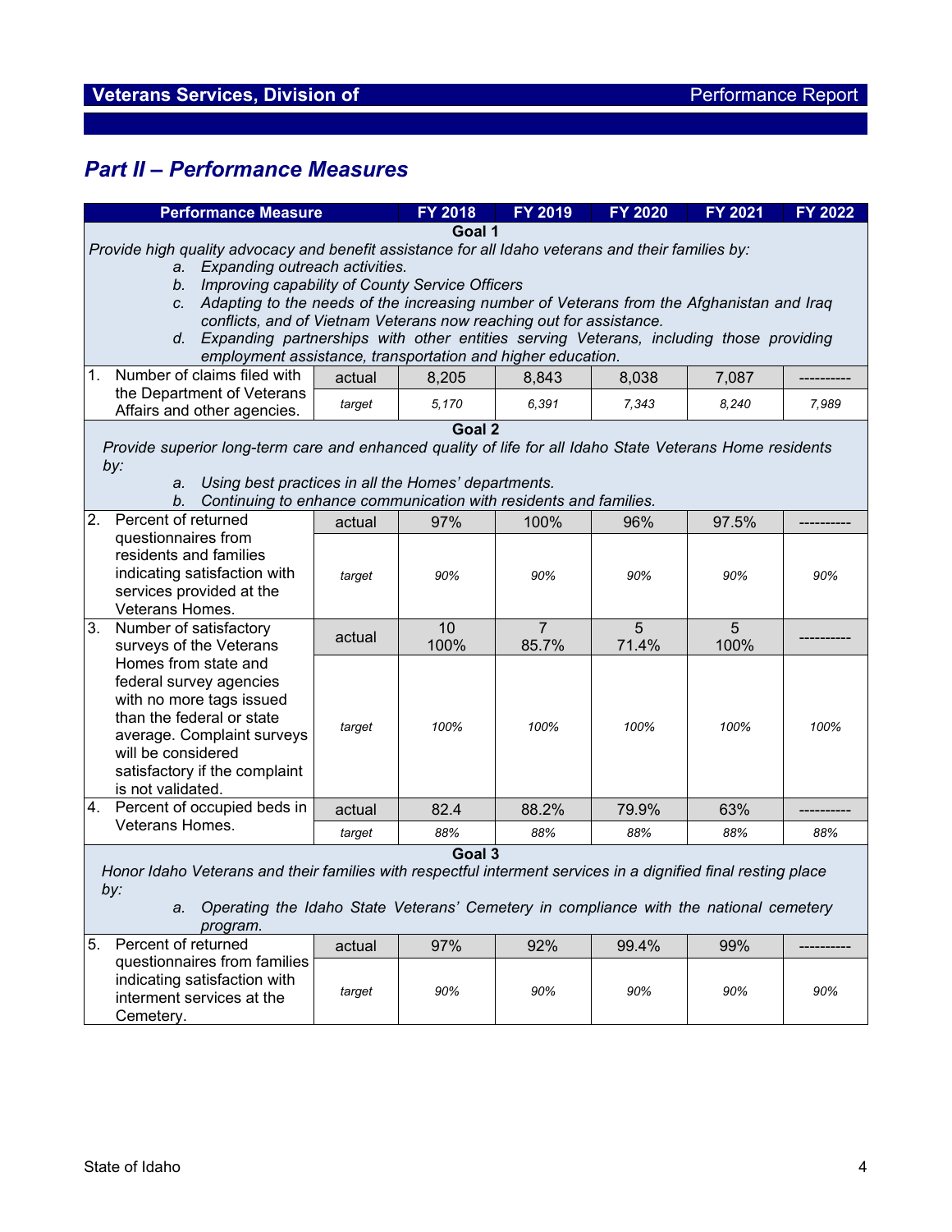## Part II – Performance Measures

| Performance Measure | | FY 2018 | FY 2019 | FY 2020 | FY 2021 | FY 2022 |
|---|---|---|---|---|---|---|
| **Goal 1** *Provide high quality advocacy and benefit assistance for all Idaho veterans and their families by: a. Expanding outreach activities. b. Improving capability of County Service Officers c. Adapting to the needs of the increasing number of Veterans from the Afghanistan and Iraq conflicts, and of Vietnam Veterans now reaching out for assistance. d. Expanding partnerships with other entities serving Veterans, including those providing employment assistance, transportation and higher education.* | | | | | | |
| 1. Number of claims filed with the Department of Veterans Affairs and other agencies. | actual | 8,205 | 8,843 | 8,038 | 7,087 | ---------- |
| | *target* | *5,170* | *6,391* | *7,343* | *8,240* | *7,989* |
| **Goal 2** *Provide superior long-term care and enhanced quality of life for all Idaho State Veterans Home residents by: a. Using best practices in all the Homes' departments. b. Continuing to enhance communication with residents and families.* | | | | | | |
| 2. Percent of returned questionnaires from residents and families indicating satisfaction with services provided at the Veterans Homes. | actual | 97% | 100% | 96% | 97.5% | ---------- |
| | *target* | *90%* | *90%* | *90%* | *90%* | *90%* |
| 3. Number of satisfactory surveys of the Veterans Homes from state and federal survey agencies with no more tags issued than the federal or state average. Complaint surveys will be considered satisfactory if the complaint is not validated. | actual | 10<br>100% | 7<br>85.7% | 5<br>71.4% | 5<br>100% | ---------- |
| | *target* | *100%* | *100%* | *100%* | *100%* | *100%* |
| 4. Percent of occupied beds in Veterans Homes. | actual | 82.4 | 88.2% | 79.9% | 63% | ---------- |
| | *target* | *88%* | *88%* | *88%* | *88%* | *88%* |
| **Goal 3** *Honor Idaho Veterans and their families with respectful interment services in a dignified final resting place by: a. Operating the Idaho State Veterans' Cemetery in compliance with the national cemetery program.* | | | | | | |
| 5. Percent of returned questionnaires from families indicating satisfaction with interment services at the Cemetery. | actual | 97% | 92% | 99.4% | 99% | ---------- |
| | *target* | *90%* | *90%* | *90%* | *90%* | *90%* |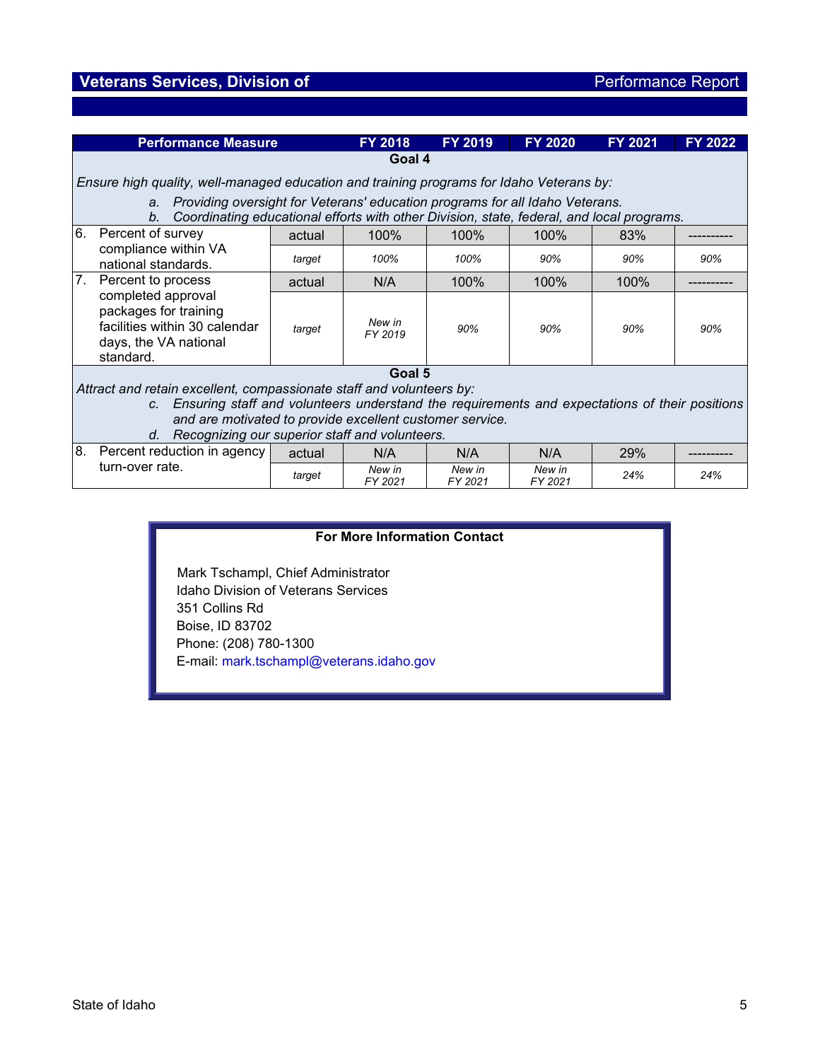## Veterans Services, Division of — Performance Report

| Performance Measure | | FY 2018 | FY 2019 | FY 2020 | FY 2021 | FY 2022 |
|---|---|---|---|---|---|---|
| **Goal 4** | | | | | | |
| *Ensure high quality, well-managed education and training programs for Idaho Veterans by: a. Providing oversight for Veterans' education programs for all Idaho Veterans. b. Coordinating educational efforts with other Division, state, federal, and local programs.* | | | | | | |
| 6. Percent of survey compliance within VA national standards. | actual | 100% | 100% | 100% | 83% | ---------- |
| | *target* | *100%* | *100%* | *90%* | *90%* | *90%* |
| 7. Percent to process completed approval packages for training facilities within 30 calendar days, the VA national standard. | actual | N/A | 100% | 100% | 100% | ---------- |
| | *target* | *New in FY 2019* | *90%* | *90%* | *90%* | *90%* |
| **Goal 5** | | | | | | |
| *Attract and retain excellent, compassionate staff and volunteers by: c. Ensuring staff and volunteers understand the requirements and expectations of their positions and are motivated to provide excellent customer service. d. Recognizing our superior staff and volunteers.* | | | | | | |
| 8. Percent reduction in agency turn-over rate. | actual | N/A | N/A | N/A | 29% | ---------- |
| | *target* | *New in FY 2021* | *New in FY 2021* | *New in FY 2021* | *24%* | *24%* |

**For More Information Contact**

Mark Tschampl, Chief Administrator
Idaho Division of Veterans Services
351 Collins Rd
Boise, ID 83702
Phone: (208) 780-1300
E-mail: mark.tschampl@veterans.idaho.gov